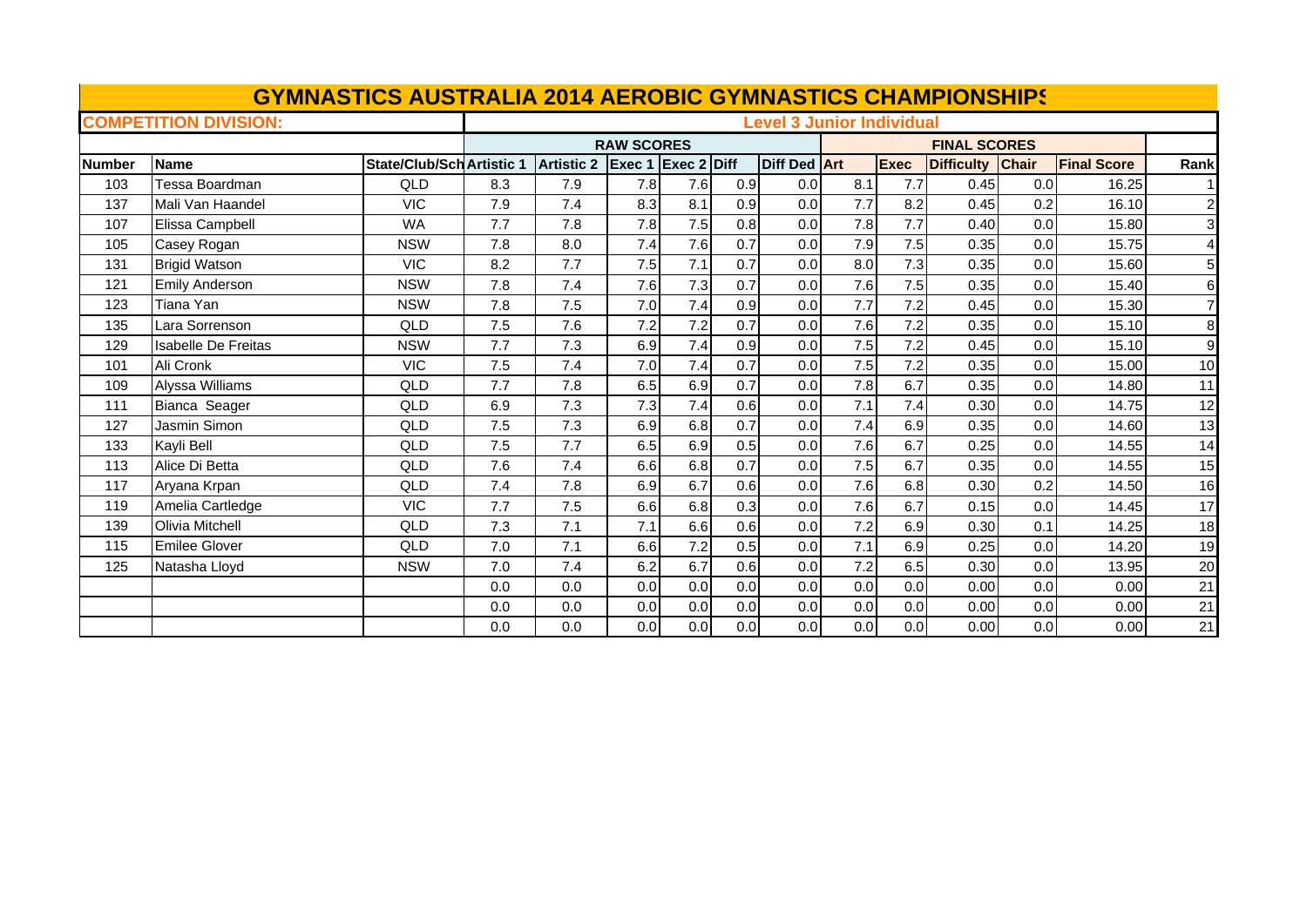# GYMNASTICS AUSTRALIA 2014 AEROBIC GYMNASTICS CHAMPIONSHIPS

**COMPETITION DIVISION:** **Level 3 Junior Individual**

| | | | RAW SCORES | | | | | | FINAL SCORES | | | | | |
|---|---|---|---|---|---|---|---|---|---|---|---|---|---|---|
| **Number** | **Name** | **State/Club/Sch** | **Artistic 1** | **Artistic 2** | **Exec 1** | **Exec 2** | **Diff** | **Diff Ded** | **Art** | **Exec** | **Difficulty** | **Chair** | **Final Score** | **Rank** |
| 103 | Tessa Boardman | QLD | 8.3 | 7.9 | 7.8 | 7.6 | 0.9 | 0.0 | 8.1 | 7.7 | 0.45 | 0.0 | 16.25 | 1 |
| 137 | Mali Van Haandel | VIC | 7.9 | 7.4 | 8.3 | 8.1 | 0.9 | 0.0 | 7.7 | 8.2 | 0.45 | 0.2 | 16.10 | 2 |
| 107 | Elissa Campbell | WA | 7.7 | 7.8 | 7.8 | 7.5 | 0.8 | 0.0 | 7.8 | 7.7 | 0.40 | 0.0 | 15.80 | 3 |
| 105 | Casey Rogan | NSW | 7.8 | 8.0 | 7.4 | 7.6 | 0.7 | 0.0 | 7.9 | 7.5 | 0.35 | 0.0 | 15.75 | 4 |
| 131 | Brigid Watson | VIC | 8.2 | 7.7 | 7.5 | 7.1 | 0.7 | 0.0 | 8.0 | 7.3 | 0.35 | 0.0 | 15.60 | 5 |
| 121 | Emily Anderson | NSW | 7.8 | 7.4 | 7.6 | 7.3 | 0.7 | 0.0 | 7.6 | 7.5 | 0.35 | 0.0 | 15.40 | 6 |
| 123 | Tiana Yan | NSW | 7.8 | 7.5 | 7.0 | 7.4 | 0.9 | 0.0 | 7.7 | 7.2 | 0.45 | 0.0 | 15.30 | 7 |
| 135 | Lara Sorrenson | QLD | 7.5 | 7.6 | 7.2 | 7.2 | 0.7 | 0.0 | 7.6 | 7.2 | 0.35 | 0.0 | 15.10 | 8 |
| 129 | Isabelle De Freitas | NSW | 7.7 | 7.3 | 6.9 | 7.4 | 0.9 | 0.0 | 7.5 | 7.2 | 0.45 | 0.0 | 15.10 | 9 |
| 101 | Ali Cronk | VIC | 7.5 | 7.4 | 7.0 | 7.4 | 0.7 | 0.0 | 7.5 | 7.2 | 0.35 | 0.0 | 15.00 | 10 |
| 109 | Alyssa Williams | QLD | 7.7 | 7.8 | 6.5 | 6.9 | 0.7 | 0.0 | 7.8 | 6.7 | 0.35 | 0.0 | 14.80 | 11 |
| 111 | Bianca Seager | QLD | 6.9 | 7.3 | 7.3 | 7.4 | 0.6 | 0.0 | 7.1 | 7.4 | 0.30 | 0.0 | 14.75 | 12 |
| 127 | Jasmin Simon | QLD | 7.5 | 7.3 | 6.9 | 6.8 | 0.7 | 0.0 | 7.4 | 6.9 | 0.35 | 0.0 | 14.60 | 13 |
| 133 | Kayli Bell | QLD | 7.5 | 7.7 | 6.5 | 6.9 | 0.5 | 0.0 | 7.6 | 6.7 | 0.25 | 0.0 | 14.55 | 14 |
| 113 | Alice Di Betta | QLD | 7.6 | 7.4 | 6.6 | 6.8 | 0.7 | 0.0 | 7.5 | 6.7 | 0.35 | 0.0 | 14.55 | 15 |
| 117 | Aryana Krpan | QLD | 7.4 | 7.8 | 6.9 | 6.7 | 0.6 | 0.0 | 7.6 | 6.8 | 0.30 | 0.2 | 14.50 | 16 |
| 119 | Amelia Cartledge | VIC | 7.7 | 7.5 | 6.6 | 6.8 | 0.3 | 0.0 | 7.6 | 6.7 | 0.15 | 0.0 | 14.45 | 17 |
| 139 | Olivia Mitchell | QLD | 7.3 | 7.1 | 7.1 | 6.6 | 0.6 | 0.0 | 7.2 | 6.9 | 0.30 | 0.1 | 14.25 | 18 |
| 115 | Emilee Glover | QLD | 7.0 | 7.1 | 6.6 | 7.2 | 0.5 | 0.0 | 7.1 | 6.9 | 0.25 | 0.0 | 14.20 | 19 |
| 125 | Natasha Lloyd | NSW | 7.0 | 7.4 | 6.2 | 6.7 | 0.6 | 0.0 | 7.2 | 6.5 | 0.30 | 0.0 | 13.95 | 20 |
| | | | 0.0 | 0.0 | 0.0 | 0.0 | 0.0 | 0.0 | 0.0 | 0.0 | 0.00 | 0.0 | 0.00 | 21 |
| | | | 0.0 | 0.0 | 0.0 | 0.0 | 0.0 | 0.0 | 0.0 | 0.0 | 0.00 | 0.0 | 0.00 | 21 |
| | | | 0.0 | 0.0 | 0.0 | 0.0 | 0.0 | 0.0 | 0.0 | 0.0 | 0.00 | 0.0 | 0.00 | 21 |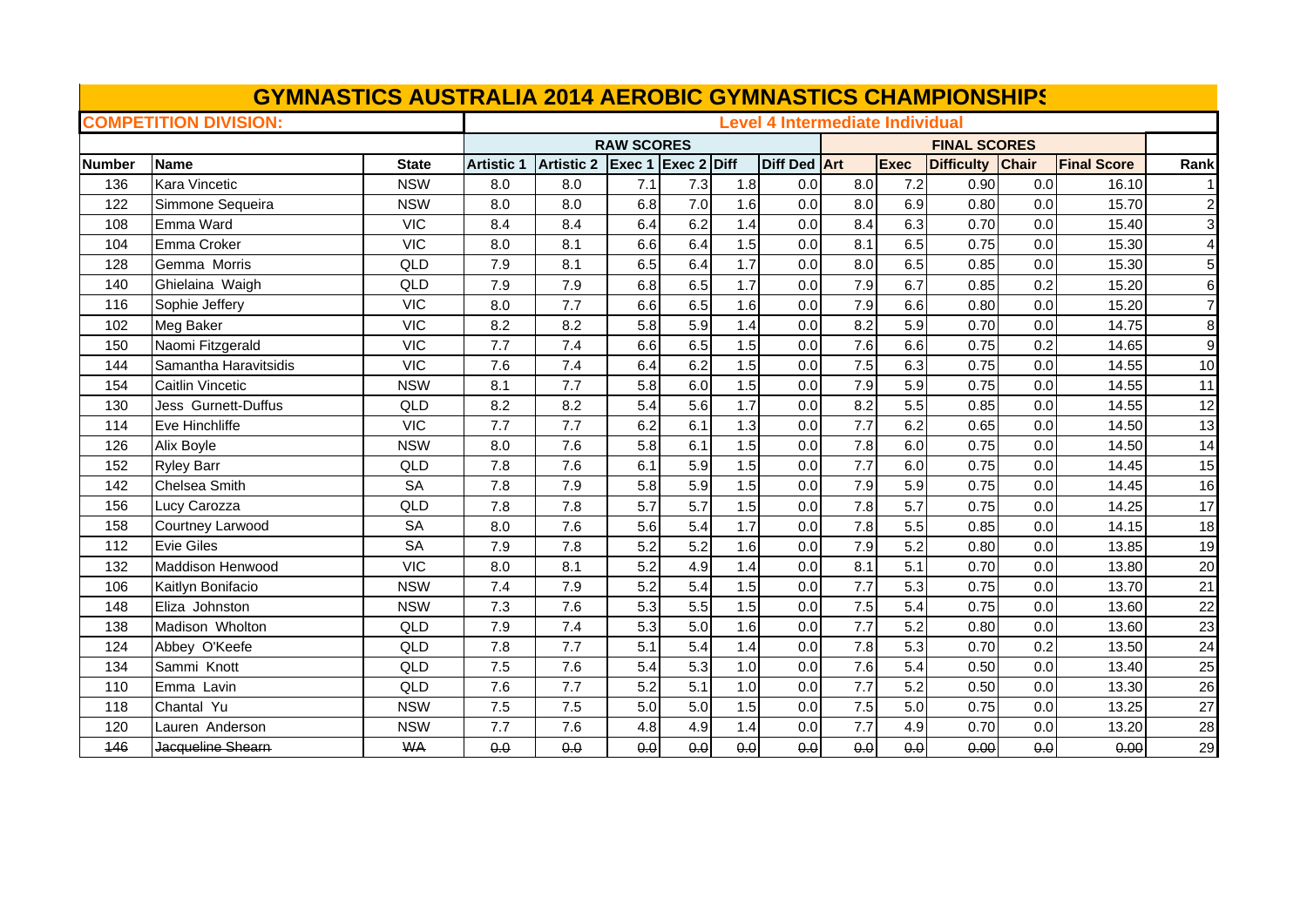# GYMNASTICS AUSTRALIA 2014 AEROBIC GYMNASTICS CHAMPIONSHIPS

**COMPETITION DIVISION:** **Level 4 Intermediate Individual**

| | | | RAW SCORES | | | | | | FINAL SCORES | | | | | |
|---|---|---|---|---|---|---|---|---|---|---|---|---|---|---|
| Number | Name | State | Artistic 1 | Artistic 2 | Exec 1 | Exec 2 | Diff | Diff Ded | Art | Exec | Difficulty | Chair | Final Score | Rank |
| 136 | Kara Vincetic | NSW | 8.0 | 8.0 | 7.1 | 7.3 | 1.8 | 0.0 | 8.0 | 7.2 | 0.90 | 0.0 | 16.10 | 1 |
| 122 | Simmone Sequeira | NSW | 8.0 | 8.0 | 6.8 | 7.0 | 1.6 | 0.0 | 8.0 | 6.9 | 0.80 | 0.0 | 15.70 | 2 |
| 108 | Emma Ward | VIC | 8.4 | 8.4 | 6.4 | 6.2 | 1.4 | 0.0 | 8.4 | 6.3 | 0.70 | 0.0 | 15.40 | 3 |
| 104 | Emma Croker | VIC | 8.0 | 8.1 | 6.6 | 6.4 | 1.5 | 0.0 | 8.1 | 6.5 | 0.75 | 0.0 | 15.30 | 4 |
| 128 | Gemma Morris | QLD | 7.9 | 8.1 | 6.5 | 6.4 | 1.7 | 0.0 | 8.0 | 6.5 | 0.85 | 0.0 | 15.30 | 5 |
| 140 | Ghielaina Waigh | QLD | 7.9 | 7.9 | 6.8 | 6.5 | 1.7 | 0.0 | 7.9 | 6.7 | 0.85 | 0.2 | 15.20 | 6 |
| 116 | Sophie Jeffery | VIC | 8.0 | 7.7 | 6.6 | 6.5 | 1.6 | 0.0 | 7.9 | 6.6 | 0.80 | 0.0 | 15.20 | 7 |
| 102 | Meg Baker | VIC | 8.2 | 8.2 | 5.8 | 5.9 | 1.4 | 0.0 | 8.2 | 5.9 | 0.70 | 0.0 | 14.75 | 8 |
| 150 | Naomi Fitzgerald | VIC | 7.7 | 7.4 | 6.6 | 6.5 | 1.5 | 0.0 | 7.6 | 6.6 | 0.75 | 0.2 | 14.65 | 9 |
| 144 | Samantha Haravitsidis | VIC | 7.6 | 7.4 | 6.4 | 6.2 | 1.5 | 0.0 | 7.5 | 6.3 | 0.75 | 0.0 | 14.55 | 10 |
| 154 | Caitlin Vincetic | NSW | 8.1 | 7.7 | 5.8 | 6.0 | 1.5 | 0.0 | 7.9 | 5.9 | 0.75 | 0.0 | 14.55 | 11 |
| 130 | Jess Gurnett-Duffus | QLD | 8.2 | 8.2 | 5.4 | 5.6 | 1.7 | 0.0 | 8.2 | 5.5 | 0.85 | 0.0 | 14.55 | 12 |
| 114 | Eve Hinchliffe | VIC | 7.7 | 7.7 | 6.2 | 6.1 | 1.3 | 0.0 | 7.7 | 6.2 | 0.65 | 0.0 | 14.50 | 13 |
| 126 | Alix Boyle | NSW | 8.0 | 7.6 | 5.8 | 6.1 | 1.5 | 0.0 | 7.8 | 6.0 | 0.75 | 0.0 | 14.50 | 14 |
| 152 | Ryley Barr | QLD | 7.8 | 7.6 | 6.1 | 5.9 | 1.5 | 0.0 | 7.7 | 6.0 | 0.75 | 0.0 | 14.45 | 15 |
| 142 | Chelsea Smith | SA | 7.8 | 7.9 | 5.8 | 5.9 | 1.5 | 0.0 | 7.9 | 5.9 | 0.75 | 0.0 | 14.45 | 16 |
| 156 | Lucy Carozza | QLD | 7.8 | 7.8 | 5.7 | 5.7 | 1.5 | 0.0 | 7.8 | 5.7 | 0.75 | 0.0 | 14.25 | 17 |
| 158 | Courtney Larwood | SA | 8.0 | 7.6 | 5.6 | 5.4 | 1.7 | 0.0 | 7.8 | 5.5 | 0.85 | 0.0 | 14.15 | 18 |
| 112 | Evie Giles | SA | 7.9 | 7.8 | 5.2 | 5.2 | 1.6 | 0.0 | 7.9 | 5.2 | 0.80 | 0.0 | 13.85 | 19 |
| 132 | Maddison Henwood | VIC | 8.0 | 8.1 | 5.2 | 4.9 | 1.4 | 0.0 | 8.1 | 5.1 | 0.70 | 0.0 | 13.80 | 20 |
| 106 | Kaitlyn Bonifacio | NSW | 7.4 | 7.9 | 5.2 | 5.4 | 1.5 | 0.0 | 7.7 | 5.3 | 0.75 | 0.0 | 13.70 | 21 |
| 148 | Eliza Johnston | NSW | 7.3 | 7.6 | 5.3 | 5.5 | 1.5 | 0.0 | 7.5 | 5.4 | 0.75 | 0.0 | 13.60 | 22 |
| 138 | Madison Wholton | QLD | 7.9 | 7.4 | 5.3 | 5.0 | 1.6 | 0.0 | 7.7 | 5.2 | 0.80 | 0.0 | 13.60 | 23 |
| 124 | Abbey O'Keefe | QLD | 7.8 | 7.7 | 5.1 | 5.4 | 1.4 | 0.0 | 7.8 | 5.3 | 0.70 | 0.2 | 13.50 | 24 |
| 134 | Sammi Knott | QLD | 7.5 | 7.6 | 5.4 | 5.3 | 1.0 | 0.0 | 7.6 | 5.4 | 0.50 | 0.0 | 13.40 | 25 |
| 110 | Emma Lavin | QLD | 7.6 | 7.7 | 5.2 | 5.1 | 1.0 | 0.0 | 7.7 | 5.2 | 0.50 | 0.0 | 13.30 | 26 |
| 118 | Chantal Yu | NSW | 7.5 | 7.5 | 5.0 | 5.0 | 1.5 | 0.0 | 7.5 | 5.0 | 0.75 | 0.0 | 13.25 | 27 |
| 120 | Lauren Anderson | NSW | 7.7 | 7.6 | 4.8 | 4.9 | 1.4 | 0.0 | 7.7 | 4.9 | 0.70 | 0.0 | 13.20 | 28 |
| ~~146~~ | ~~Jacqueline Shearn~~ | ~~WA~~ | ~~0.0~~ | ~~0.0~~ | ~~0.0~~ | ~~0.0~~ | ~~0.0~~ | ~~0.0~~ | ~~0.0~~ | ~~0.0~~ | ~~0.00~~ | ~~0.0~~ | ~~0.00~~ | 29 |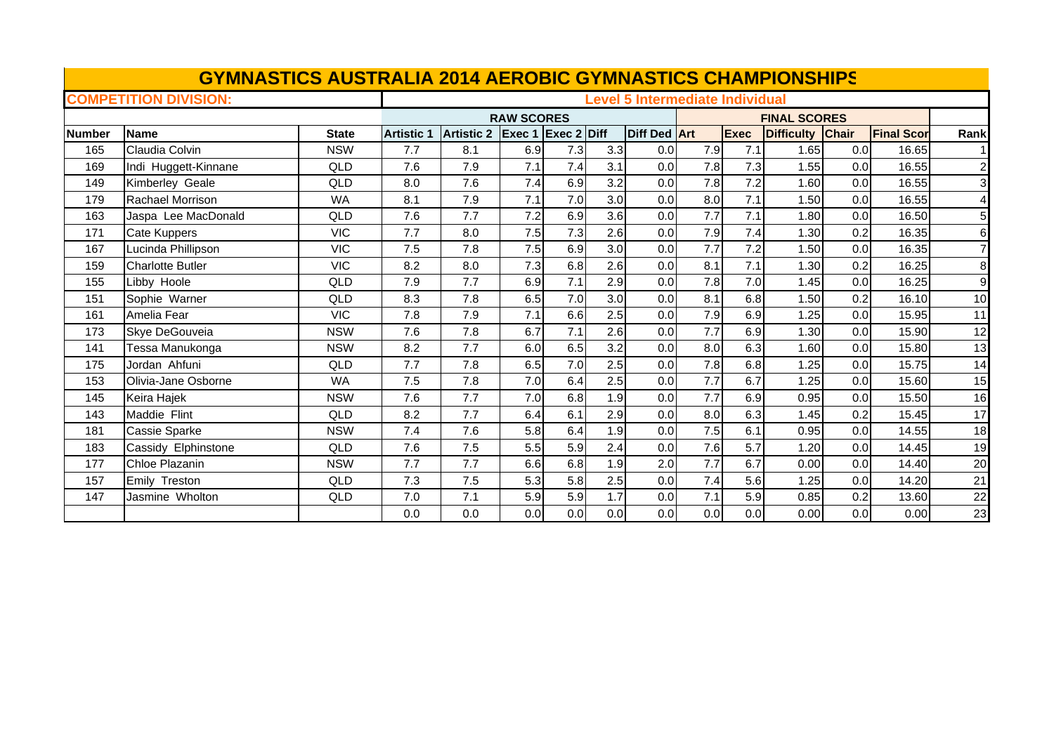# GYMNASTICS AUSTRALIA 2014 AEROBIC GYMNASTICS CHAMPIONSHIPS

**COMPETITION DIVISION:** **Level 5 Intermediate Individual**

| | | | RAW SCORES | | | | | | FINAL SCORES | | | | | |
|---|---|---|---|---|---|---|---|---|---|---|---|---|---|---|
| Number | Name | State | Artistic 1 | Artistic 2 | Exec 1 | Exec 2 | Diff | Diff Ded | Art | Exec | Difficulty | Chair | Final Scor | Rank |
| 165 | Claudia Colvin | NSW | 7.7 | 8.1 | 6.9 | 7.3 | 3.3 | 0.0 | 7.9 | 7.1 | 1.65 | 0.0 | 16.65 | 1 |
| 169 | Indi Huggett-Kinnane | QLD | 7.6 | 7.9 | 7.1 | 7.4 | 3.1 | 0.0 | 7.8 | 7.3 | 1.55 | 0.0 | 16.55 | 2 |
| 149 | Kimberley Geale | QLD | 8.0 | 7.6 | 7.4 | 6.9 | 3.2 | 0.0 | 7.8 | 7.2 | 1.60 | 0.0 | 16.55 | 3 |
| 179 | Rachael Morrison | WA | 8.1 | 7.9 | 7.1 | 7.0 | 3.0 | 0.0 | 8.0 | 7.1 | 1.50 | 0.0 | 16.55 | 4 |
| 163 | Jaspa Lee MacDonald | QLD | 7.6 | 7.7 | 7.2 | 6.9 | 3.6 | 0.0 | 7.7 | 7.1 | 1.80 | 0.0 | 16.50 | 5 |
| 171 | Cate Kuppers | VIC | 7.7 | 8.0 | 7.5 | 7.3 | 2.6 | 0.0 | 7.9 | 7.4 | 1.30 | 0.2 | 16.35 | 6 |
| 167 | Lucinda Phillipson | VIC | 7.5 | 7.8 | 7.5 | 6.9 | 3.0 | 0.0 | 7.7 | 7.2 | 1.50 | 0.0 | 16.35 | 7 |
| 159 | Charlotte Butler | VIC | 8.2 | 8.0 | 7.3 | 6.8 | 2.6 | 0.0 | 8.1 | 7.1 | 1.30 | 0.2 | 16.25 | 8 |
| 155 | Libby Hoole | QLD | 7.9 | 7.7 | 6.9 | 7.1 | 2.9 | 0.0 | 7.8 | 7.0 | 1.45 | 0.0 | 16.25 | 9 |
| 151 | Sophie Warner | QLD | 8.3 | 7.8 | 6.5 | 7.0 | 3.0 | 0.0 | 8.1 | 6.8 | 1.50 | 0.2 | 16.10 | 10 |
| 161 | Amelia Fear | VIC | 7.8 | 7.9 | 7.1 | 6.6 | 2.5 | 0.0 | 7.9 | 6.9 | 1.25 | 0.0 | 15.95 | 11 |
| 173 | Skye DeGouveia | NSW | 7.6 | 7.8 | 6.7 | 7.1 | 2.6 | 0.0 | 7.7 | 6.9 | 1.30 | 0.0 | 15.90 | 12 |
| 141 | Tessa Manukonga | NSW | 8.2 | 7.7 | 6.0 | 6.5 | 3.2 | 0.0 | 8.0 | 6.3 | 1.60 | 0.0 | 15.80 | 13 |
| 175 | Jordan Ahfuni | QLD | 7.7 | 7.8 | 6.5 | 7.0 | 2.5 | 0.0 | 7.8 | 6.8 | 1.25 | 0.0 | 15.75 | 14 |
| 153 | Olivia-Jane Osborne | WA | 7.5 | 7.8 | 7.0 | 6.4 | 2.5 | 0.0 | 7.7 | 6.7 | 1.25 | 0.0 | 15.60 | 15 |
| 145 | Keira Hajek | NSW | 7.6 | 7.7 | 7.0 | 6.8 | 1.9 | 0.0 | 7.7 | 6.9 | 0.95 | 0.0 | 15.50 | 16 |
| 143 | Maddie Flint | QLD | 8.2 | 7.7 | 6.4 | 6.1 | 2.9 | 0.0 | 8.0 | 6.3 | 1.45 | 0.2 | 15.45 | 17 |
| 181 | Cassie Sparke | NSW | 7.4 | 7.6 | 5.8 | 6.4 | 1.9 | 0.0 | 7.5 | 6.1 | 0.95 | 0.0 | 14.55 | 18 |
| 183 | Cassidy Elphinstone | QLD | 7.6 | 7.5 | 5.5 | 5.9 | 2.4 | 0.0 | 7.6 | 5.7 | 1.20 | 0.0 | 14.45 | 19 |
| 177 | Chloe Plazanin | NSW | 7.7 | 7.7 | 6.6 | 6.8 | 1.9 | 2.0 | 7.7 | 6.7 | 0.00 | 0.0 | 14.40 | 20 |
| 157 | Emily Treston | QLD | 7.3 | 7.5 | 5.3 | 5.8 | 2.5 | 0.0 | 7.4 | 5.6 | 1.25 | 0.0 | 14.20 | 21 |
| 147 | Jasmine Wholton | QLD | 7.0 | 7.1 | 5.9 | 5.9 | 1.7 | 0.0 | 7.1 | 5.9 | 0.85 | 0.2 | 13.60 | 22 |
| | | | 0.0 | 0.0 | 0.0 | 0.0 | 0.0 | 0.0 | 0.0 | 0.0 | 0.00 | 0.0 | 0.00 | 23 |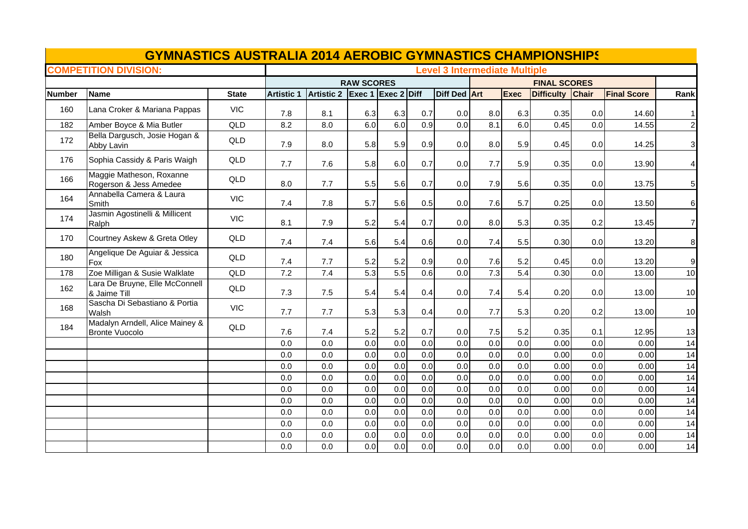# GYMNASTICS AUSTRALIA 2014 AEROBIC GYMNASTICS CHAMPIONSHIPS

| COMPETITION DIVISION: | | | Level 3 Intermediate Multiple | | | | | | | | | | | | |
|---|---|---|---|---|---|---|---|---|---|---|---|---|---|---|---|
| | | | RAW SCORES | | | | | | FINAL SCORES | | | | | | |
| Number | Name | State | Artistic 1 | Artistic 2 | Exec 1 | Exec 2 | Diff | Diff Ded | Art | Exec | Difficulty | Chair | Final Score | Rank |
| 160 | Lana Croker & Mariana Pappas | VIC | 7.8 | 8.1 | 6.3 | 6.3 | 0.7 | 0.0 | 8.0 | 6.3 | 0.35 | 0.0 | 14.60 | 1 |
| 182 | Amber Boyce & Mia Butler | QLD | 8.2 | 8.0 | 6.0 | 6.0 | 0.9 | 0.0 | 8.1 | 6.0 | 0.45 | 0.0 | 14.55 | 2 |
| 172 | Bella Dargusch, Josie Hogan & Abby Lavin | QLD | 7.9 | 8.0 | 5.8 | 5.9 | 0.9 | 0.0 | 8.0 | 5.9 | 0.45 | 0.0 | 14.25 | 3 |
| 176 | Sophia Cassidy & Paris Waigh | QLD | 7.7 | 7.6 | 5.8 | 6.0 | 0.7 | 0.0 | 7.7 | 5.9 | 0.35 | 0.0 | 13.90 | 4 |
| 166 | Maggie Matheson, Roxanne Rogerson & Jess Amedee | QLD | 8.0 | 7.7 | 5.5 | 5.6 | 0.7 | 0.0 | 7.9 | 5.6 | 0.35 | 0.0 | 13.75 | 5 |
| 164 | Annabella Camera & Laura Smith | VIC | 7.4 | 7.8 | 5.7 | 5.6 | 0.5 | 0.0 | 7.6 | 5.7 | 0.25 | 0.0 | 13.50 | 6 |
| 174 | Jasmin Agostinelli & Millicent Ralph | VIC | 8.1 | 7.9 | 5.2 | 5.4 | 0.7 | 0.0 | 8.0 | 5.3 | 0.35 | 0.2 | 13.45 | 7 |
| 170 | Courtney Askew & Greta Otley | QLD | 7.4 | 7.4 | 5.6 | 5.4 | 0.6 | 0.0 | 7.4 | 5.5 | 0.30 | 0.0 | 13.20 | 8 |
| 180 | Angelique De Aguiar & Jessica Fox | QLD | 7.4 | 7.7 | 5.2 | 5.2 | 0.9 | 0.0 | 7.6 | 5.2 | 0.45 | 0.0 | 13.20 | 9 |
| 178 | Zoe Milligan & Susie Walklate | QLD | 7.2 | 7.4 | 5.3 | 5.5 | 0.6 | 0.0 | 7.3 | 5.4 | 0.30 | 0.0 | 13.00 | 10 |
| 162 | Lara De Bruyne, Elle McConnell & Jaime Till | QLD | 7.3 | 7.5 | 5.4 | 5.4 | 0.4 | 0.0 | 7.4 | 5.4 | 0.20 | 0.0 | 13.00 | 10 |
| 168 | Sascha Di Sebastiano & Portia Walsh | VIC | 7.7 | 7.7 | 5.3 | 5.3 | 0.4 | 0.0 | 7.7 | 5.3 | 0.20 | 0.2 | 13.00 | 10 |
| 184 | Madalyn Arndell, Alice Mainey & Bronte Vuocolo | QLD | 7.6 | 7.4 | 5.2 | 5.2 | 0.7 | 0.0 | 7.5 | 5.2 | 0.35 | 0.1 | 12.95 | 13 |
| | | | 0.0 | 0.0 | 0.0 | 0.0 | 0.0 | 0.0 | 0.0 | 0.0 | 0.00 | 0.0 | 0.00 | 14 |
| | | | 0.0 | 0.0 | 0.0 | 0.0 | 0.0 | 0.0 | 0.0 | 0.0 | 0.00 | 0.0 | 0.00 | 14 |
| | | | 0.0 | 0.0 | 0.0 | 0.0 | 0.0 | 0.0 | 0.0 | 0.0 | 0.00 | 0.0 | 0.00 | 14 |
| | | | 0.0 | 0.0 | 0.0 | 0.0 | 0.0 | 0.0 | 0.0 | 0.0 | 0.00 | 0.0 | 0.00 | 14 |
| | | | 0.0 | 0.0 | 0.0 | 0.0 | 0.0 | 0.0 | 0.0 | 0.0 | 0.00 | 0.0 | 0.00 | 14 |
| | | | 0.0 | 0.0 | 0.0 | 0.0 | 0.0 | 0.0 | 0.0 | 0.0 | 0.00 | 0.0 | 0.00 | 14 |
| | | | 0.0 | 0.0 | 0.0 | 0.0 | 0.0 | 0.0 | 0.0 | 0.0 | 0.00 | 0.0 | 0.00 | 14 |
| | | | 0.0 | 0.0 | 0.0 | 0.0 | 0.0 | 0.0 | 0.0 | 0.0 | 0.00 | 0.0 | 0.00 | 14 |
| | | | 0.0 | 0.0 | 0.0 | 0.0 | 0.0 | 0.0 | 0.0 | 0.0 | 0.00 | 0.0 | 0.00 | 14 |
| | | | 0.0 | 0.0 | 0.0 | 0.0 | 0.0 | 0.0 | 0.0 | 0.0 | 0.00 | 0.0 | 0.00 | 14 |